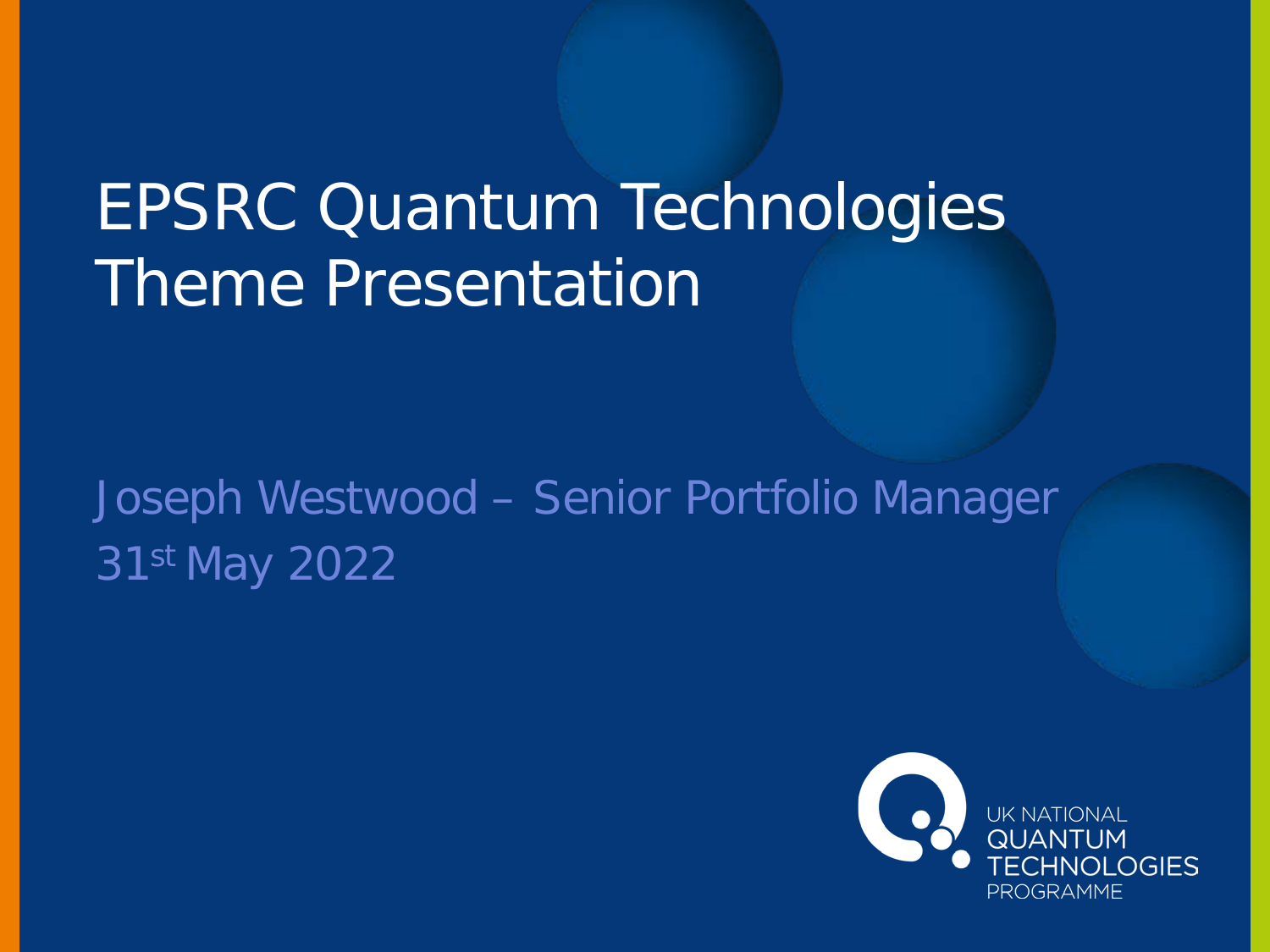# EPSRC Quantum Technologies Theme Presentation

Joseph Westwood – Senior Portfolio Manager

31st May 2022

UK NATIONAL QUANTUM TECHNOLOGIES PROGRAMME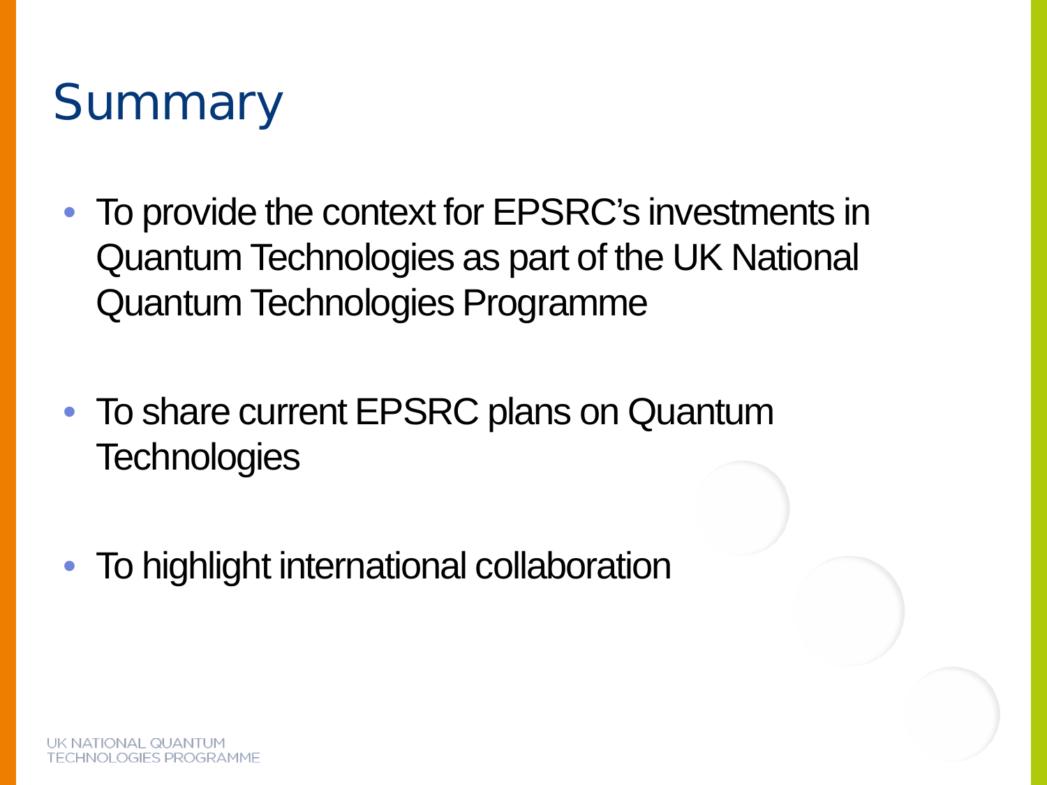# Summary

- To provide the context for EPSRC's investments in Quantum Technologies as part of the UK National Quantum Technologies Programme

- To share current EPSRC plans on Quantum Technologies

- To highlight international collaboration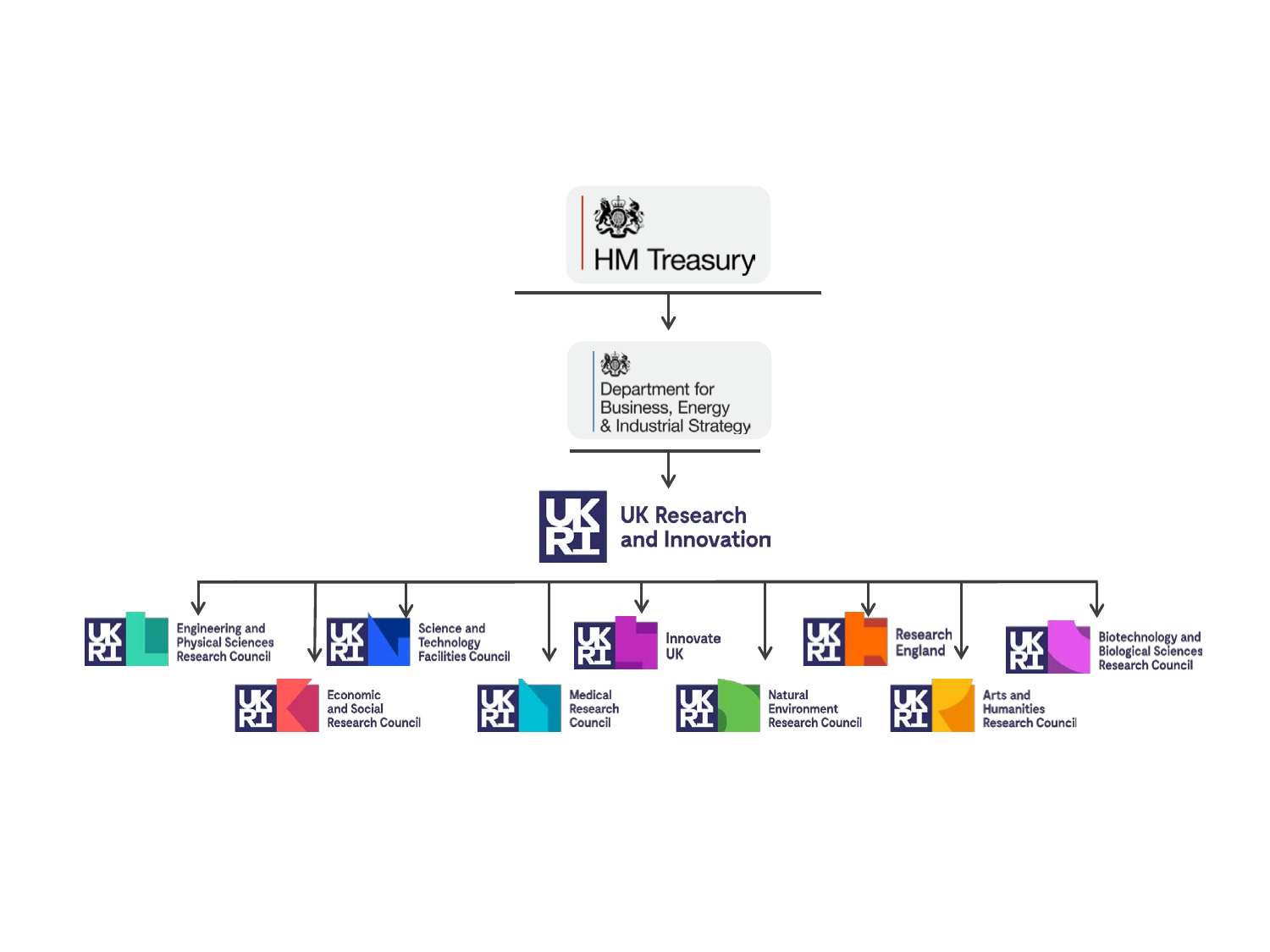HM Treasury

Department for Business, Energy & Industrial Strategy

UK Research and Innovation

- Engineering and Physical Sciences Research Council
- Economic and Social Research Council
- Science and Technology Facilities Council
- Medical Research Council
- Innovate UK
- Natural Environment Research Council
- Research England
- Arts and Humanities Research Council
- Biotechnology and Biological Sciences Research Council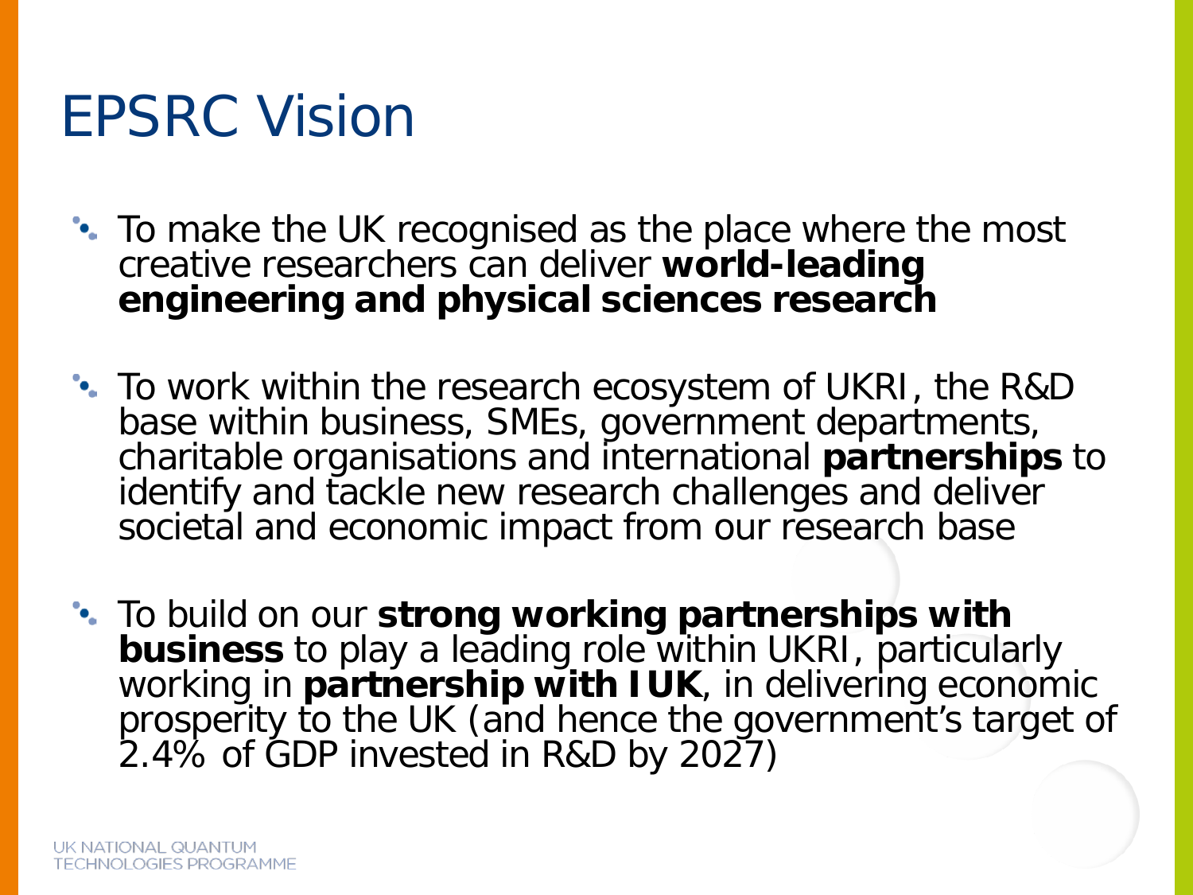# EPSRC Vision

- To make the UK recognised as the place where the most creative researchers can deliver **world-leading engineering and physical sciences research**

- To work within the research ecosystem of UKRI, the R&D base within business, SMEs, government departments, charitable organisations and international **partnerships** to identify and tackle new research challenges and deliver societal and economic impact from our research base

- To build on our **strong working partnerships with business** to play a leading role within UKRI, particularly working in **partnership with IUK**, in delivering economic prosperity to the UK (and hence the government's target of 2.4% of GDP invested in R&D by 2027)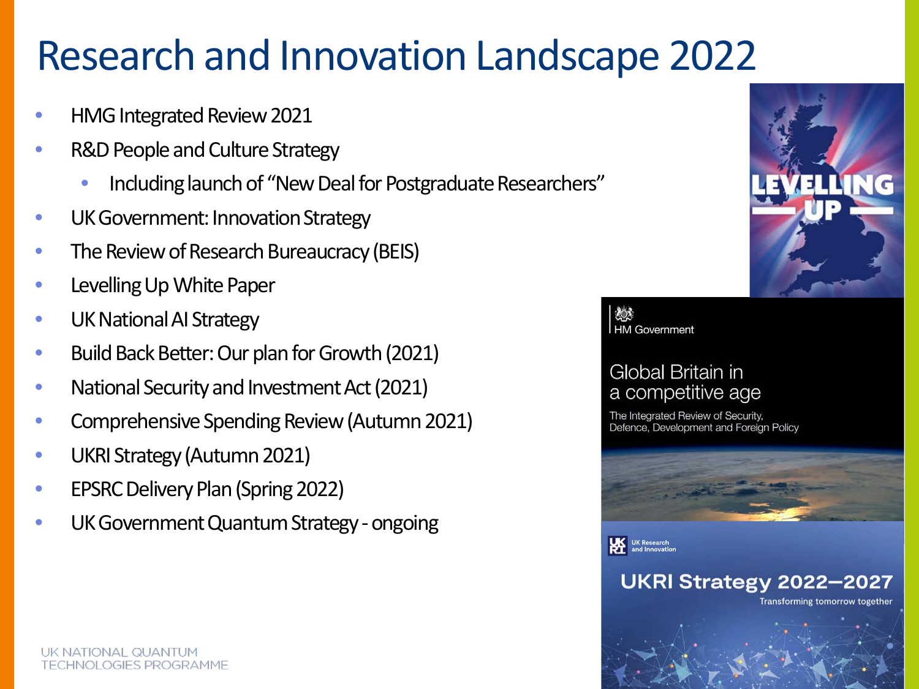# Research and Innovation Landscape 2022

- HMG Integrated Review 2021
- R&D People and Culture Strategy
  - Including launch of "New Deal for Postgraduate Researchers"
- UK Government: Innovation Strategy
- The Review of Research Bureaucracy (BEIS)
- Levelling Up White Paper
- UK National AI Strategy
- Build Back Better: Our plan for Growth (2021)
- National Security and Investment Act (2021)
- Comprehensive Spending Review (Autumn 2021)
- UKRI Strategy (Autumn 2021)
- EPSRC Delivery Plan (Spring 2022)
- UK Government Quantum Strategy - ongoing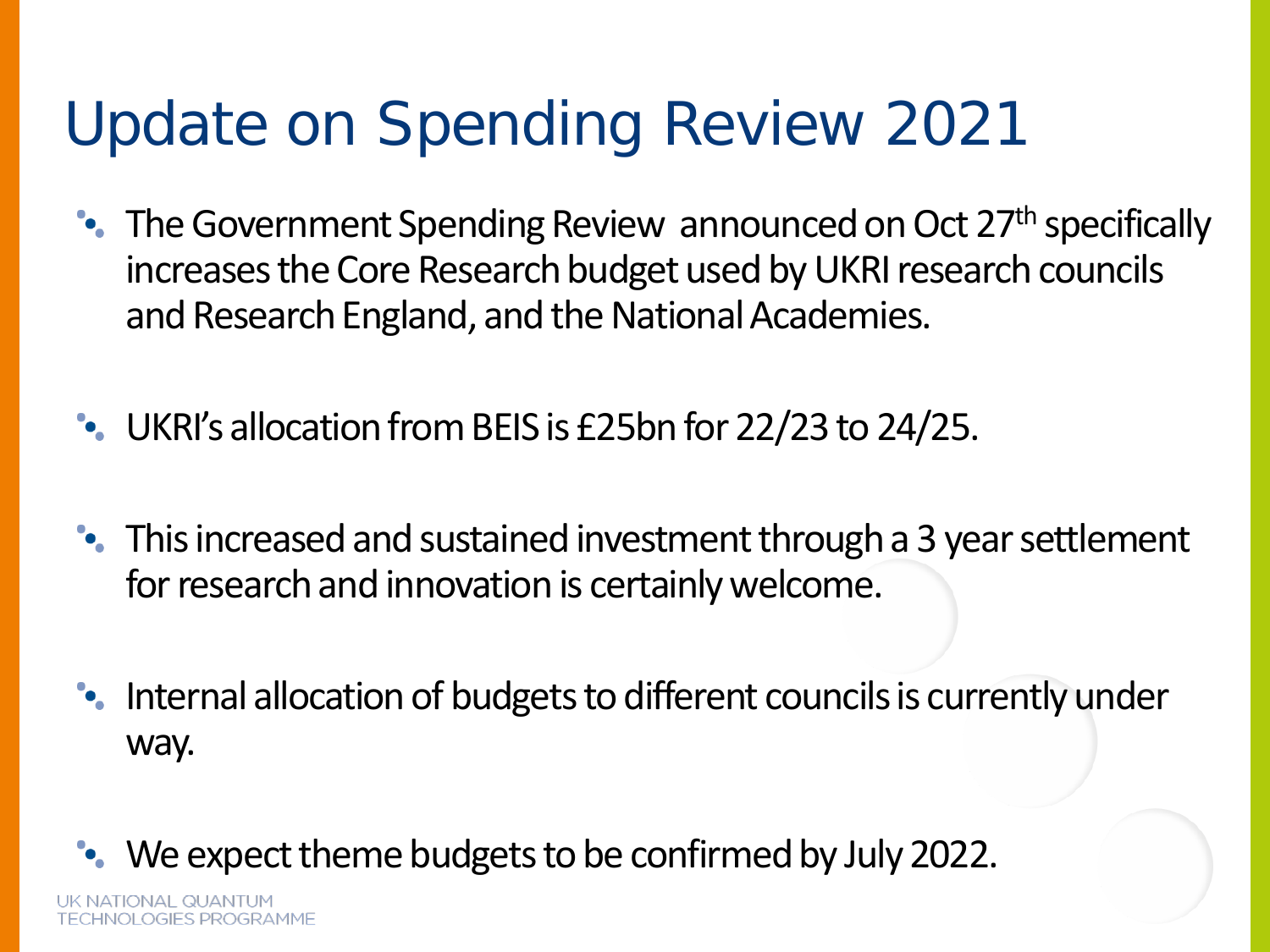# Update on Spending Review 2021

- The Government Spending Review announced on Oct 27th specifically increases the Core Research budget used by UKRI research councils and Research England, and the National Academies.
- UKRI's allocation from BEIS is £25bn for 22/23 to 24/25.
- This increased and sustained investment through a 3 year settlement for research and innovation is certainly welcome.
- Internal allocation of budgets to different councils is currently under way.
- We expect theme budgets to be confirmed by July 2022.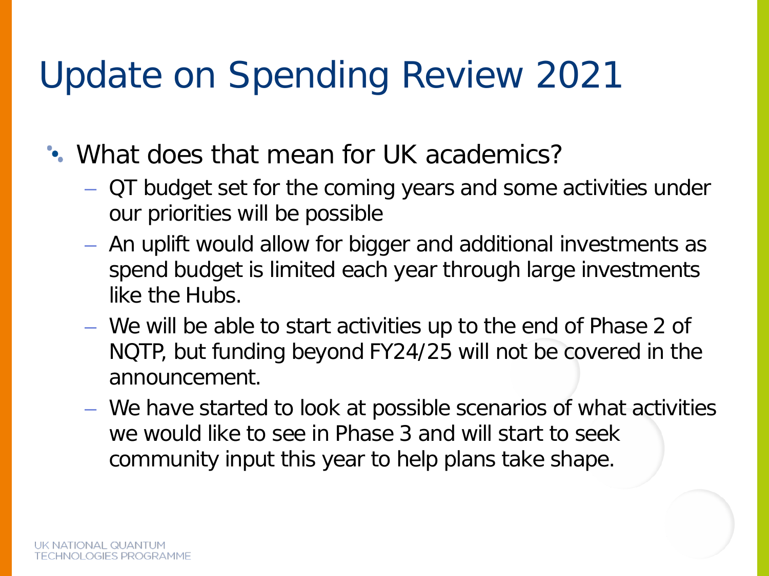# Update on Spending Review 2021

- What does that mean for UK academics?
  - QT budget set for the coming years and some activities under our priorities will be possible
  - An uplift would allow for bigger and additional investments as spend budget is limited each year through large investments like the Hubs.
  - We will be able to start activities up to the end of Phase 2 of NQTP, but funding beyond FY24/25 will not be covered in the announcement.
  - We have started to look at possible scenarios of what activities we would like to see in Phase 3 and will start to seek community input this year to help plans take shape.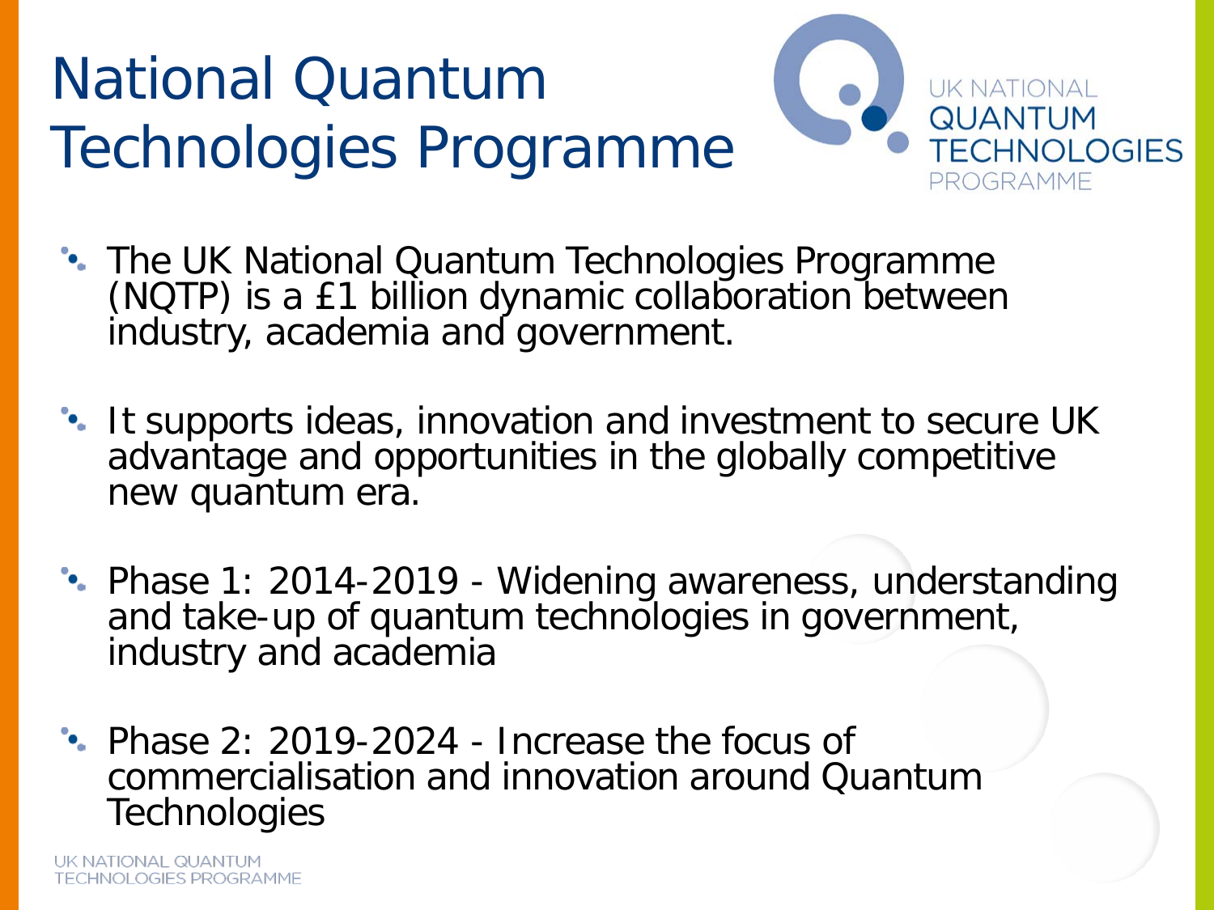# National Quantum Technologies Programme

- The UK National Quantum Technologies Programme (NQTP) is a £1 billion dynamic collaboration between industry, academia and government.
- It supports ideas, innovation and investment to secure UK advantage and opportunities in the globally competitive new quantum era.
- Phase 1: 2014-2019 - Widening awareness, understanding and take-up of quantum technologies in government, industry and academia
- Phase 2: 2019-2024 - Increase the focus of commercialisation and innovation around Quantum Technologies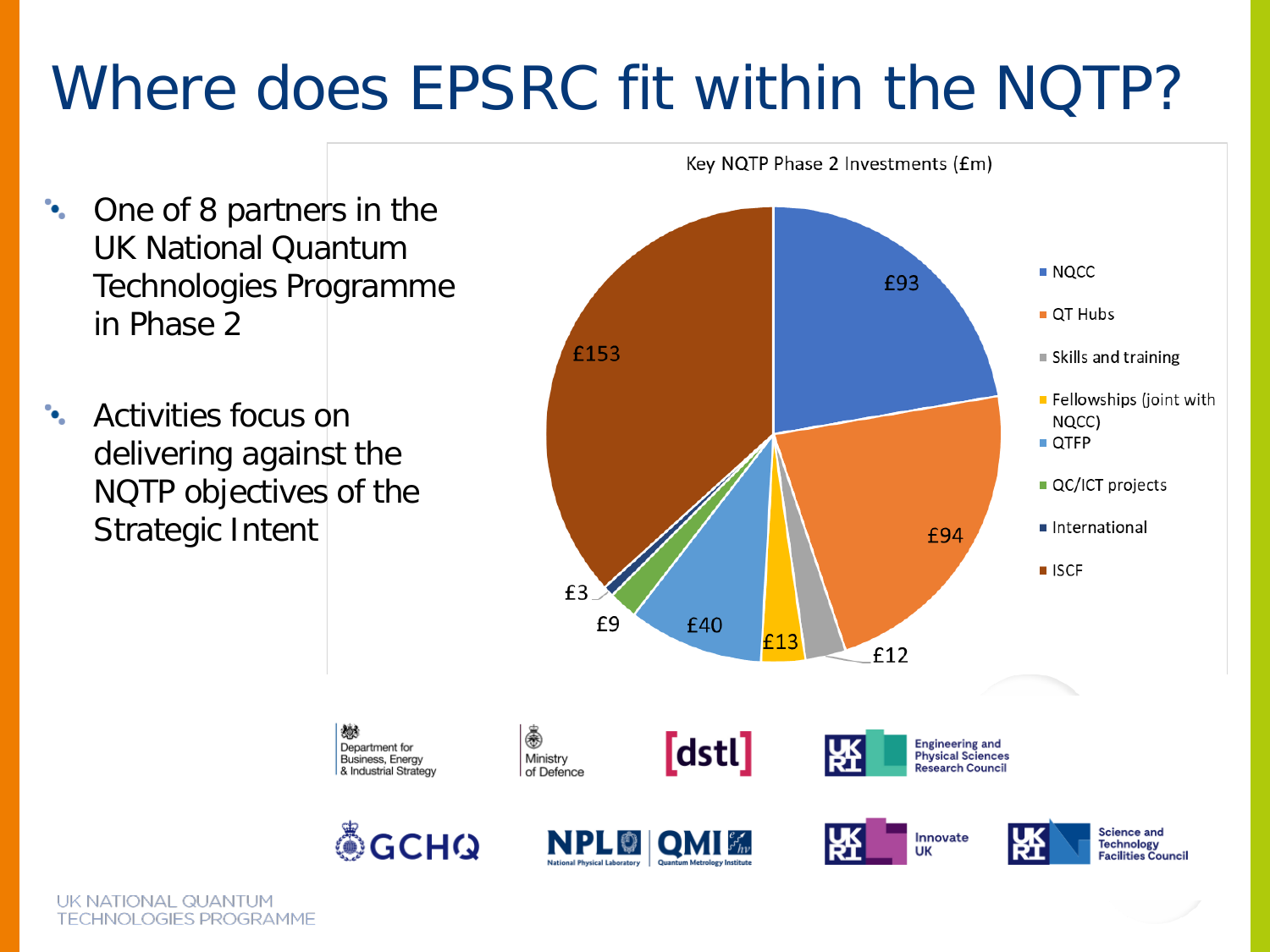# Where does EPSRC fit within the NQTP?

- One of 8 partners in the UK National Quantum Technologies Programme in Phase 2
- Activities focus on delivering against the NQTP objectives of the Strategic Intent

Key NQTP Phase 2 Investments (£m)

| Investment | £m |
| --- | --- |
| NQCC | £93 |
| QT Hubs | £94 |
| Skills and training | £12 |
| Fellowships (joint with NQCC) | £13 |
| QTFP | £40 |
| QC/ICT projects | £9 |
| International | £3 |
| ISCF | £153 |

Department for Business, Energy & Industrial Strategy | Ministry of Defence | dstl | UKRI Engineering and Physical Sciences Research Council | GCHQ | NPL National Physical Laboratory | QMI Quantum Metrology Institute | UKRI Innovate UK | UKRI Science and Technology Facilities Council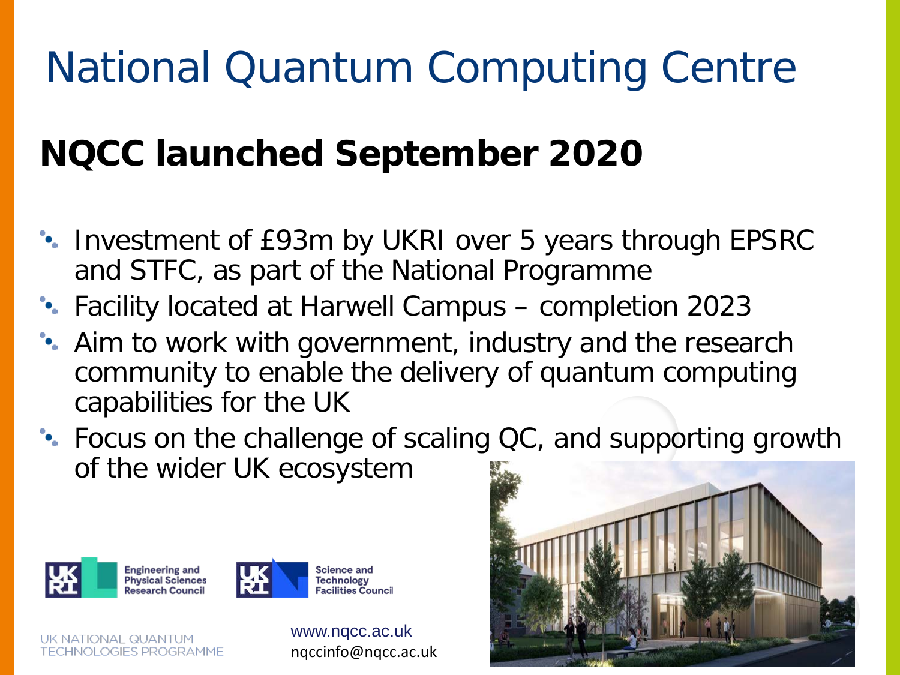# National Quantum Computing Centre

## NQCC launched September 2020

- Investment of £93m by UKRI over 5 years through EPSRC and STFC, as part of the National Programme
- Facility located at Harwell Campus – completion 2023
- Aim to work with government, industry and the research community to enable the delivery of quantum computing capabilities for the UK
- Focus on the challenge of scaling QC, and supporting growth of the wider UK ecosystem

UKRI Engineering and Physical Sciences Research Council

UKRI Science and Technology Facilities Council

UK NATIONAL QUANTUM TECHNOLOGIES PROGRAMME

www.nqcc.ac.uk
nqccinfo@nqcc.ac.uk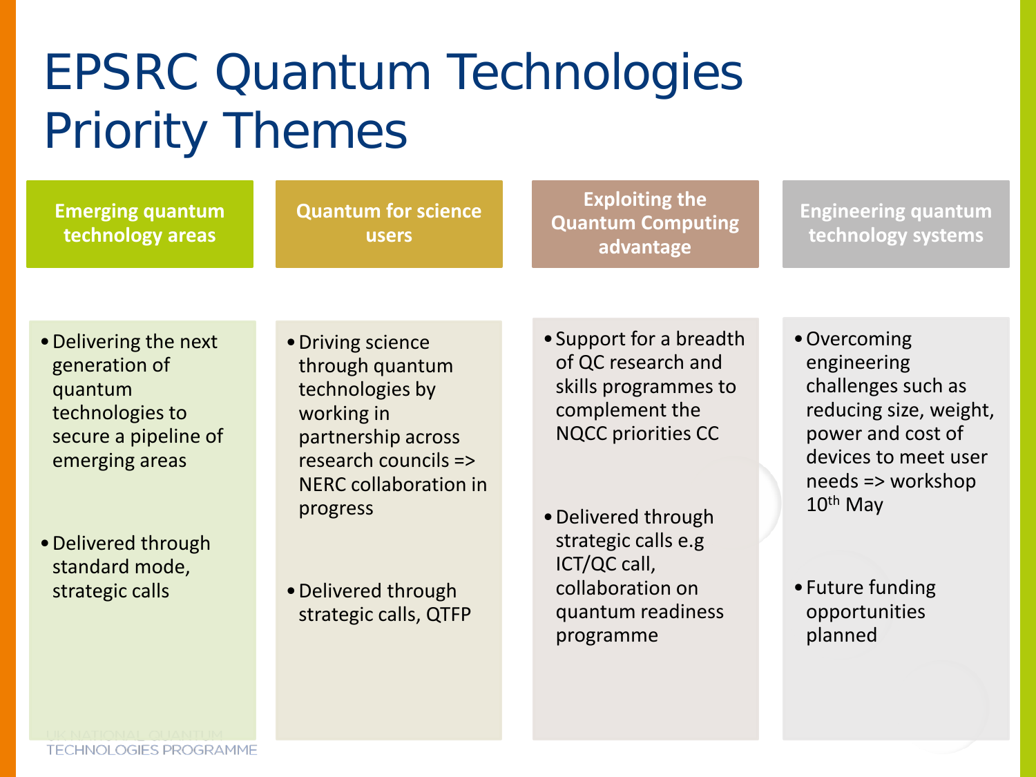# EPSRC Quantum Technologies Priority Themes

## Emerging quantum technology areas

- Delivering the next generation of quantum technologies to secure a pipeline of emerging areas
- Delivered through standard mode, strategic calls

## Quantum for science users

- Driving science through quantum technologies by working in partnership across research councils => NERC collaboration in progress
- Delivered through strategic calls, QTFP

## Exploiting the Quantum Computing advantage

- Support for a breadth of QC research and skills programmes to complement the NQCC priorities CC
- Delivered through strategic calls e.g ICT/QC call, collaboration on quantum readiness programme

## Engineering quantum technology systems

- Overcoming engineering challenges such as reducing size, weight, power and cost of devices to meet user needs => workshop 10th May
- Future funding opportunities planned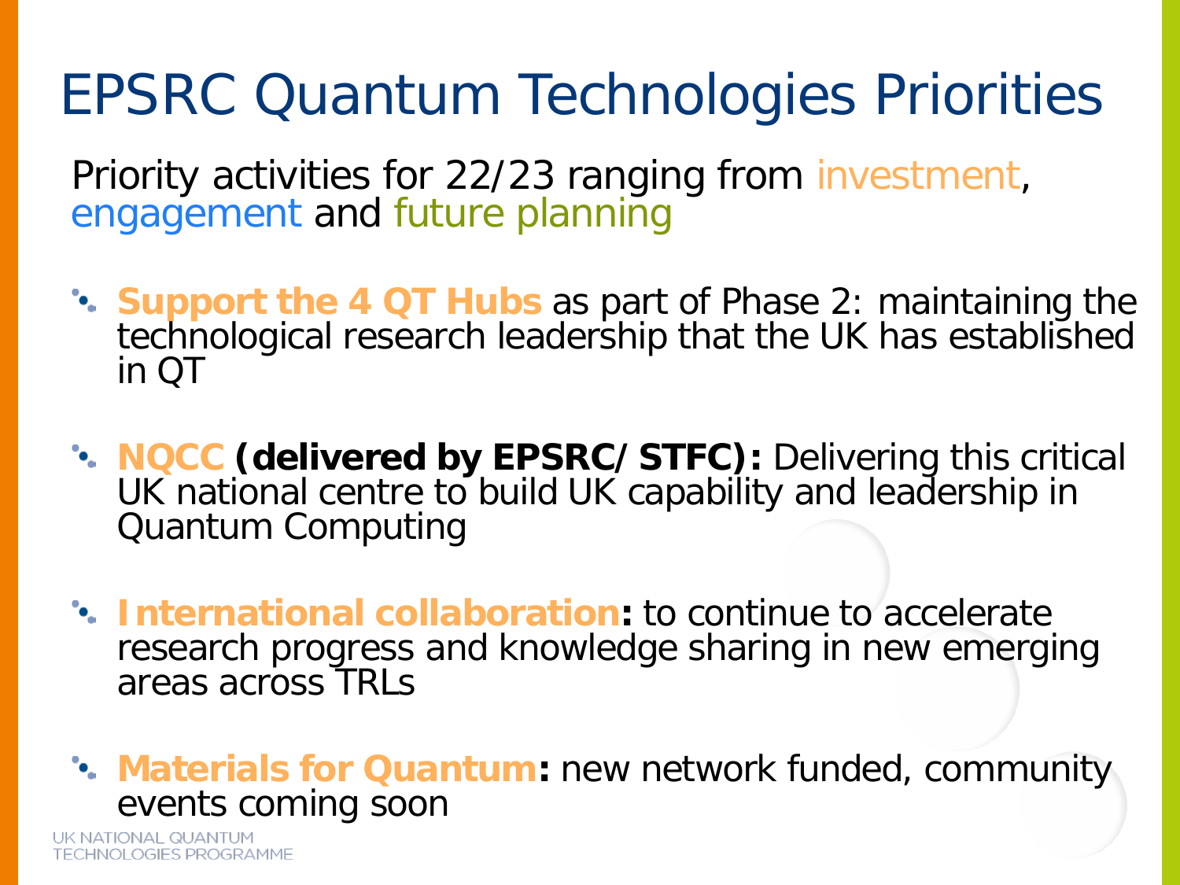# EPSRC Quantum Technologies Priorities

Priority activities for 22/23 ranging from investment, engagement and future planning

- **Support the 4 QT Hubs** as part of Phase 2: maintaining the technological research leadership that the UK has established in QT
- **NQCC (delivered by EPSRC/ STFC):** Delivering this critical UK national centre to build UK capability and leadership in Quantum Computing
- **International collaboration:** to continue to accelerate research progress and knowledge sharing in new emerging areas across TRLs
- **Materials for Quantum:** new network funded, community events coming soon

UK NATIONAL QUANTUM TECHNOLOGIES PROGRAMME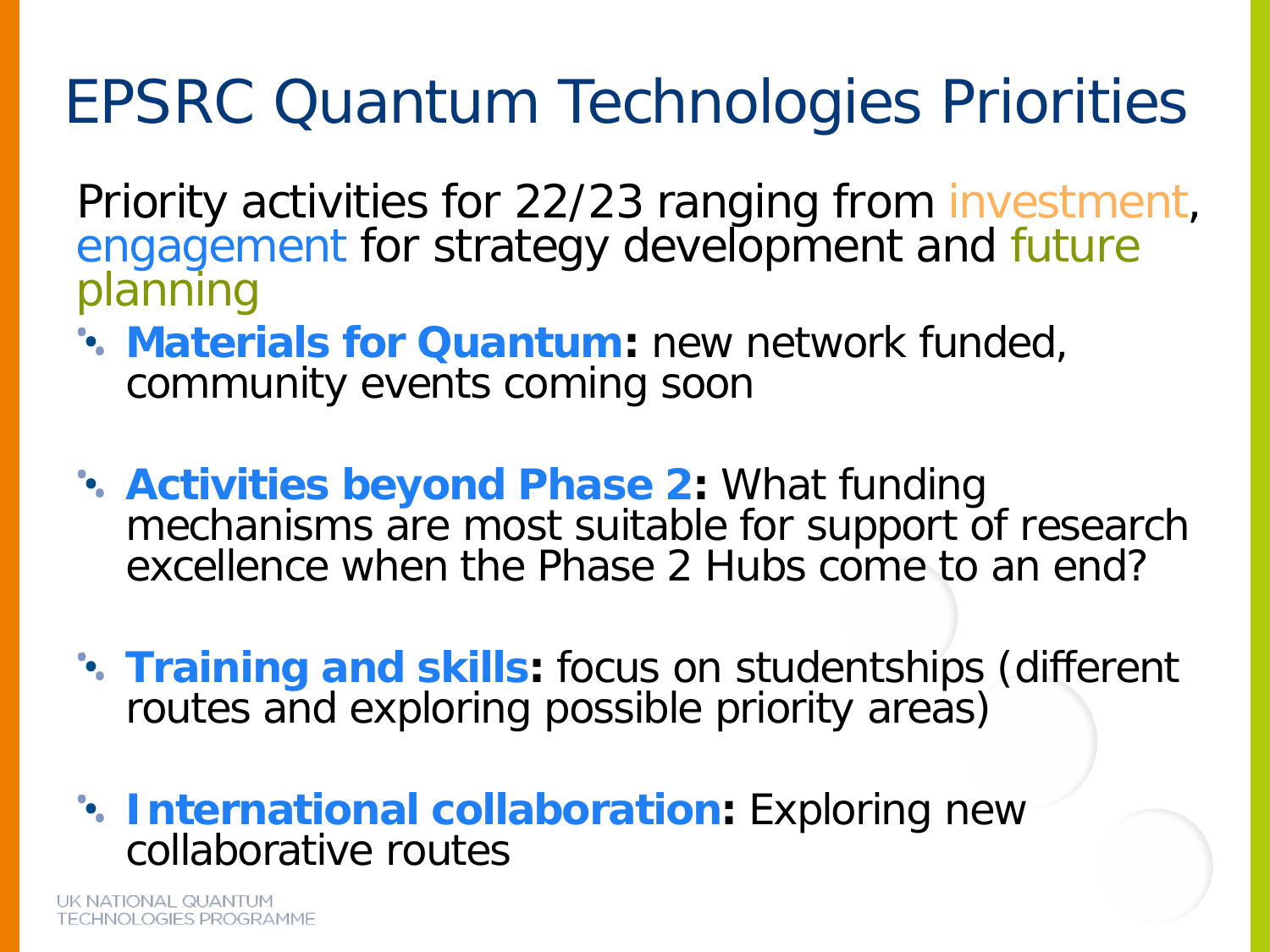# EPSRC Quantum Technologies Priorities

Priority activities for 22/23 ranging from investment, engagement for strategy development and future planning

- **Materials for Quantum:** new network funded, community events coming soon
- **Activities beyond Phase 2:** What funding mechanisms are most suitable for support of research excellence when the Phase 2 Hubs come to an end?
- **Training and skills:** focus on studentships (different routes and exploring possible priority areas)
- **International collaboration:** Exploring new collaborative routes

UK NATIONAL QUANTUM TECHNOLOGIES PROGRAMME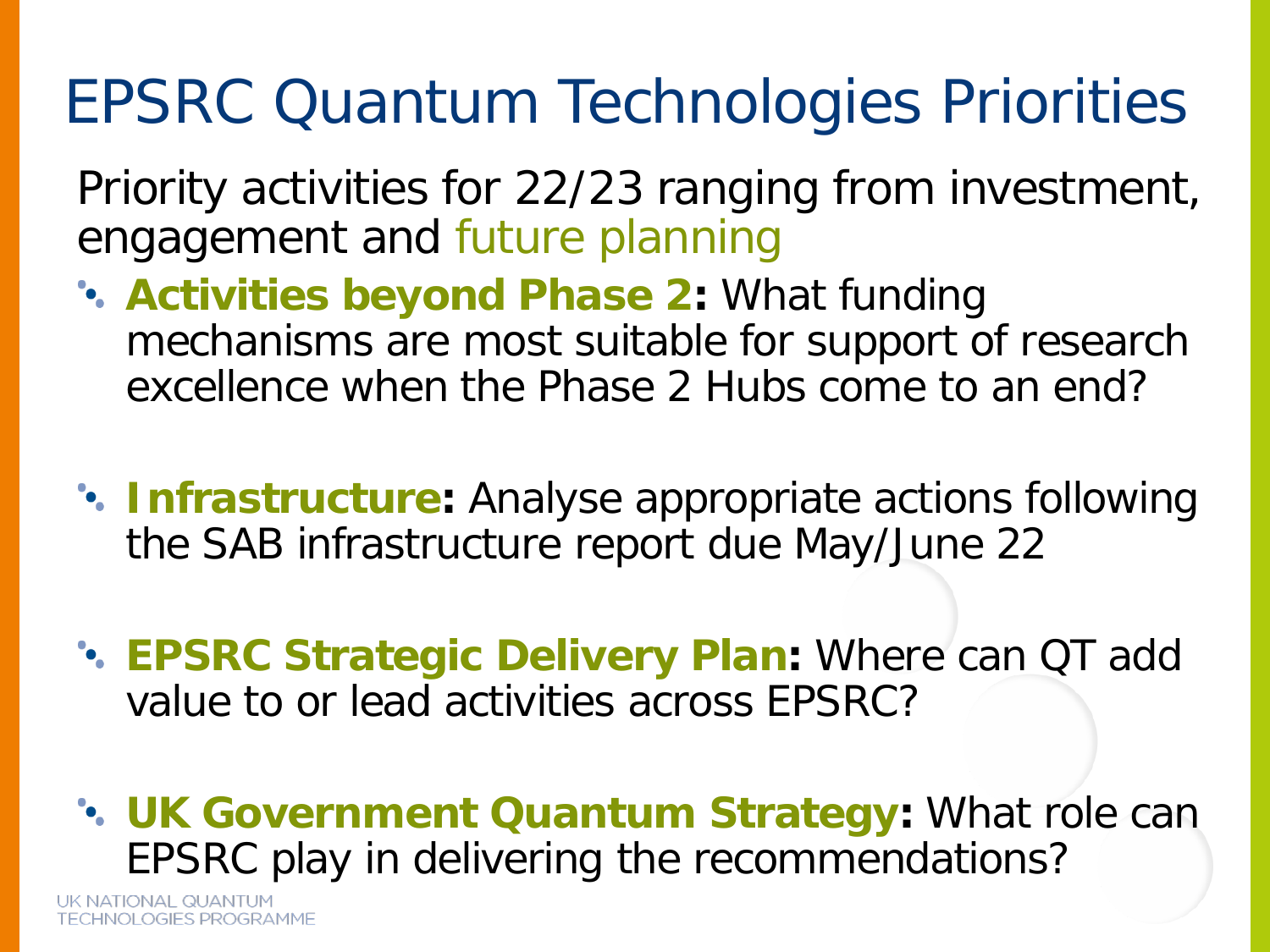# EPSRC Quantum Technologies Priorities

Priority activities for 22/23 ranging from investment, engagement and future planning

- **Activities beyond Phase 2:** What funding mechanisms are most suitable for support of research excellence when the Phase 2 Hubs come to an end?
- **Infrastructure:** Analyse appropriate actions following the SAB infrastructure report due May/June 22
- **EPSRC Strategic Delivery Plan:** Where can QT add value to or lead activities across EPSRC?
- **UK Government Quantum Strategy:** What role can EPSRC play in delivering the recommendations?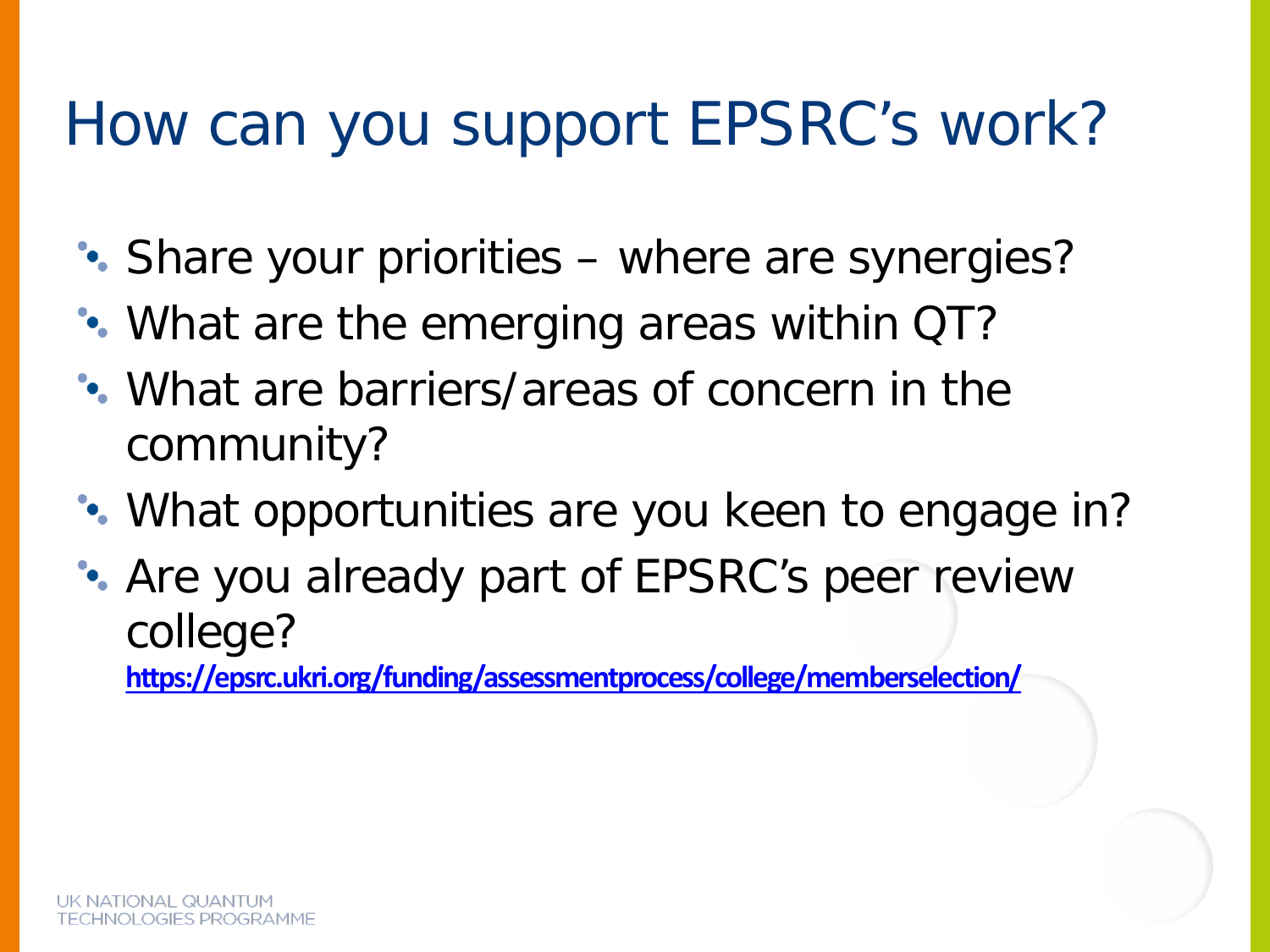# How can you support EPSRC’s work?

- Share your priorities – where are synergies?
- What are the emerging areas within QT?
- What are barriers/areas of concern in the community?
- What opportunities are you keen to engage in?
- Are you already part of EPSRC’s peer review college?
  https://epsrc.ukri.org/funding/assessmentprocess/college/memberselection/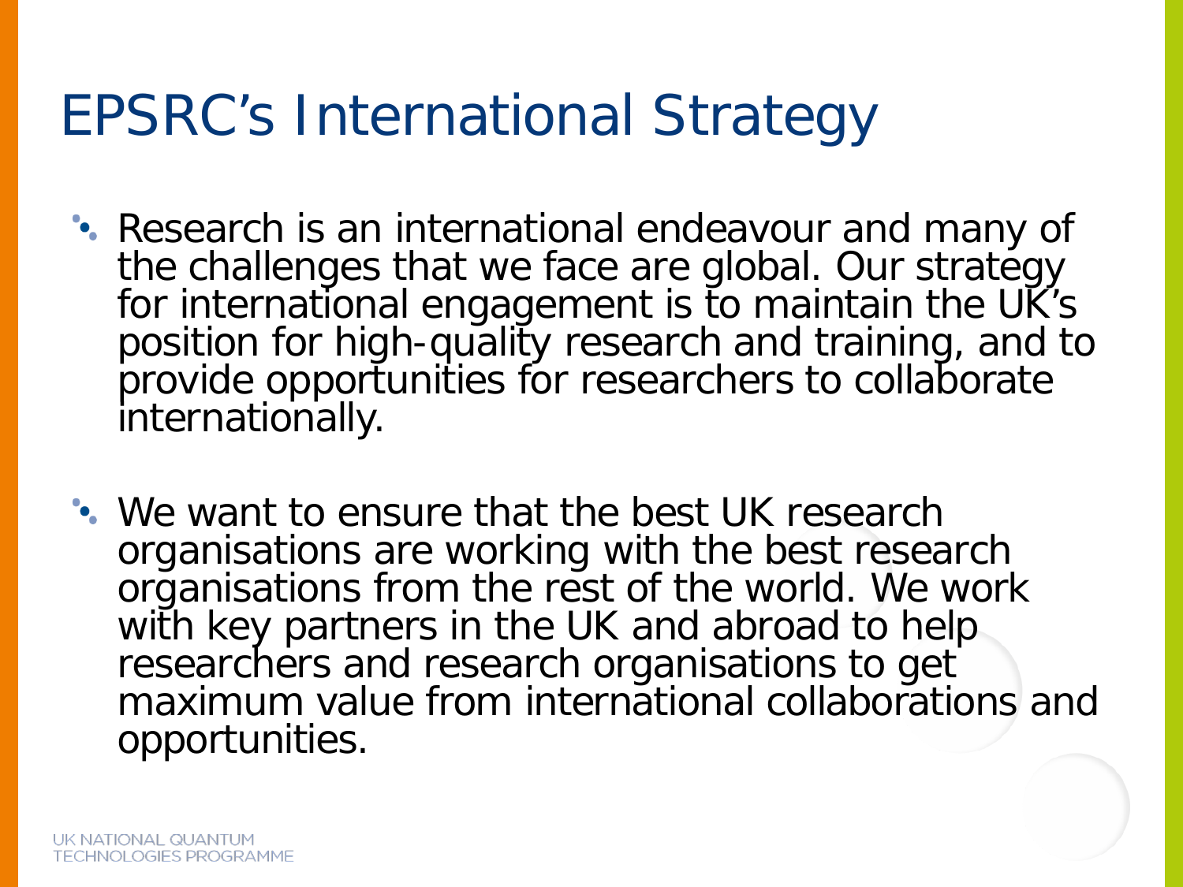# EPSRC's International Strategy

- Research is an international endeavour and many of the challenges that we face are global. Our strategy for international engagement is to maintain the UK's position for high-quality research and training, and to provide opportunities for researchers to collaborate internationally.

- We want to ensure that the best UK research organisations are working with the best research organisations from the rest of the world. We work with key partners in the UK and abroad to help researchers and research organisations to get maximum value from international collaborations and opportunities.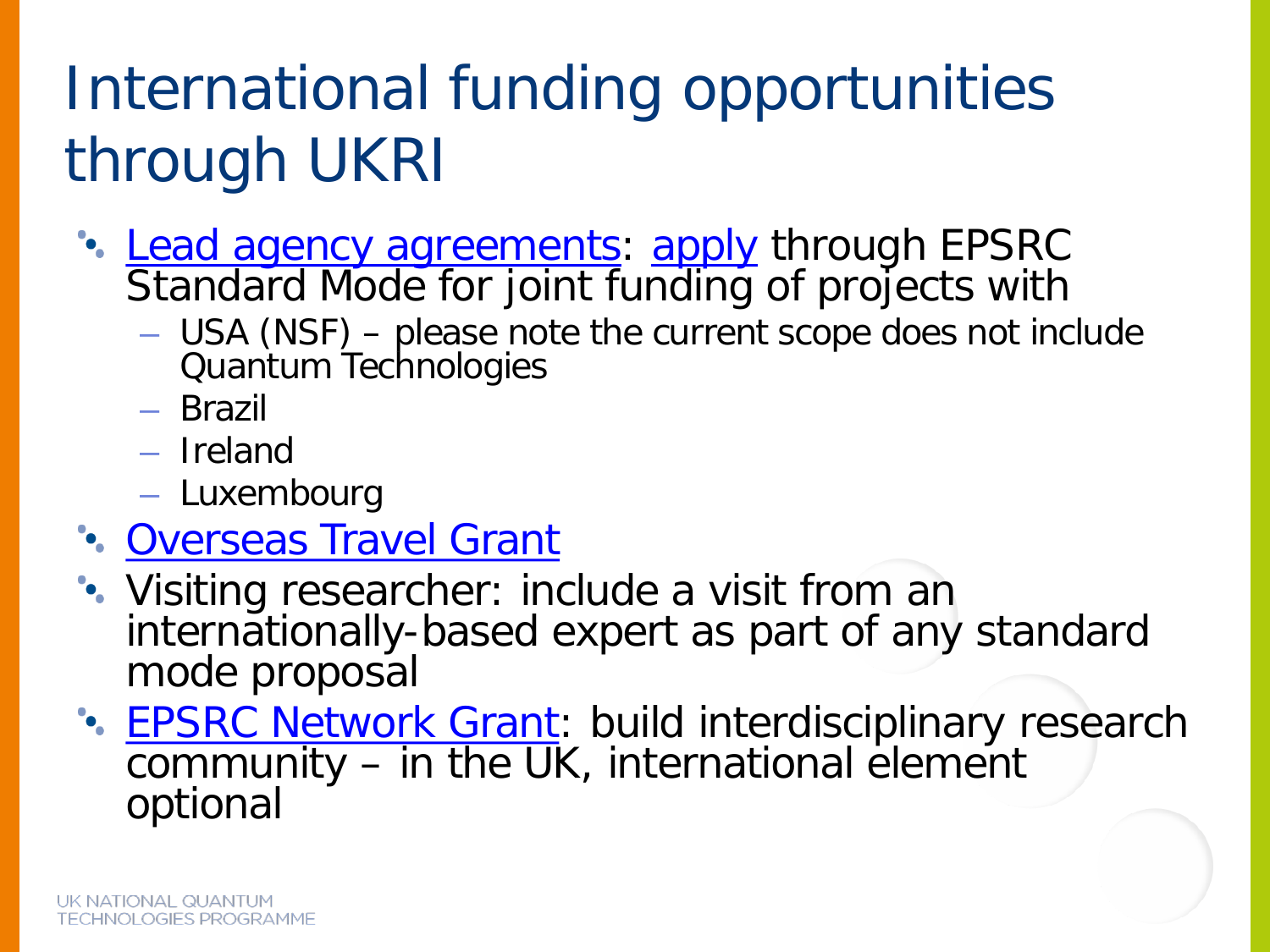# International funding opportunities through UKRI

- Lead agency agreements: apply through EPSRC Standard Mode for joint funding of projects with
  - USA (NSF) – please note the current scope does not include Quantum Technologies
  - Brazil
  - Ireland
  - Luxembourg
- Overseas Travel Grant
- Visiting researcher: include a visit from an internationally-based expert as part of any standard mode proposal
- EPSRC Network Grant: build interdisciplinary research community – in the UK, international element optional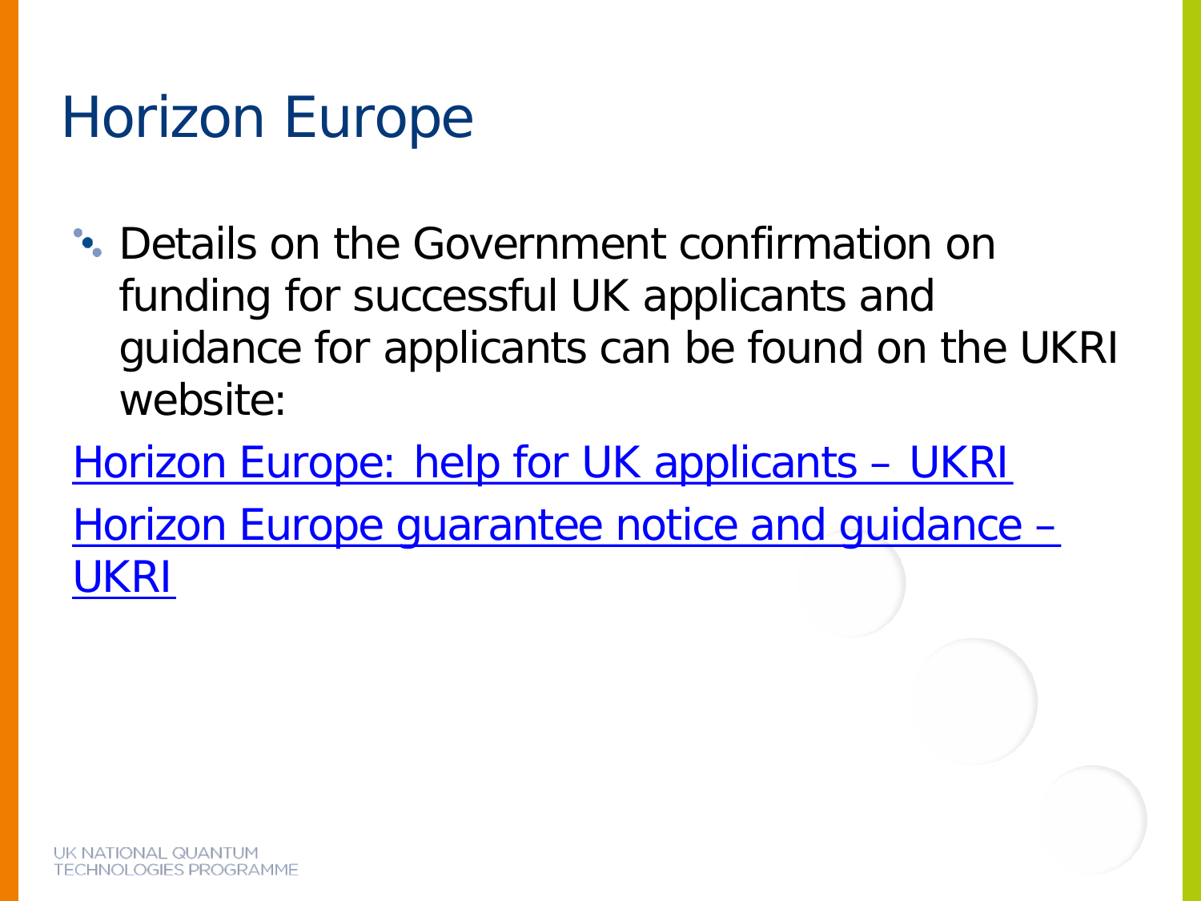# Horizon Europe

- Details on the Government confirmation on funding for successful UK applicants and guidance for applicants can be found on the UKRI website:

Horizon Europe: help for UK applicants – UKRI

Horizon Europe guarantee notice and guidance – UKRI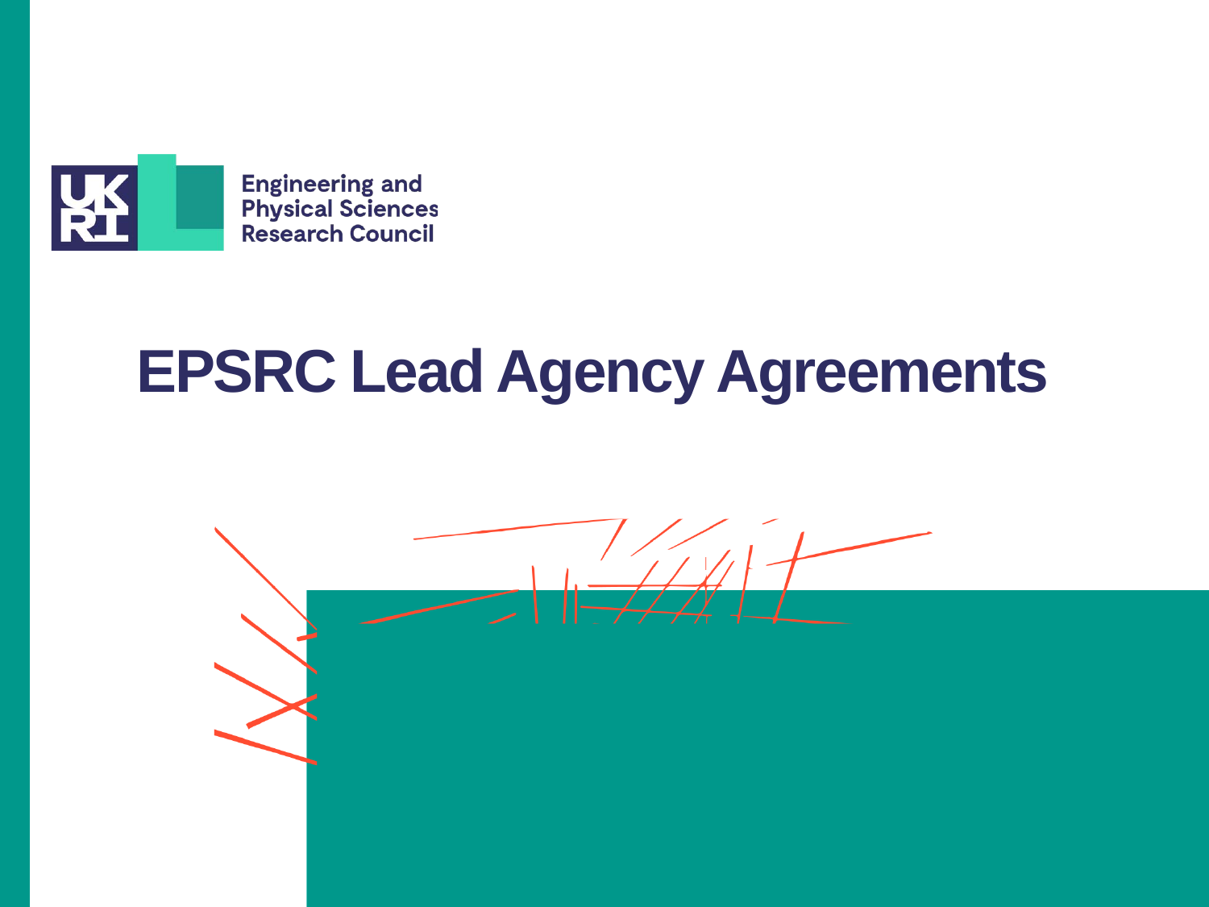Engineering and Physical Sciences Research Council

# EPSRC Lead Agency Agreements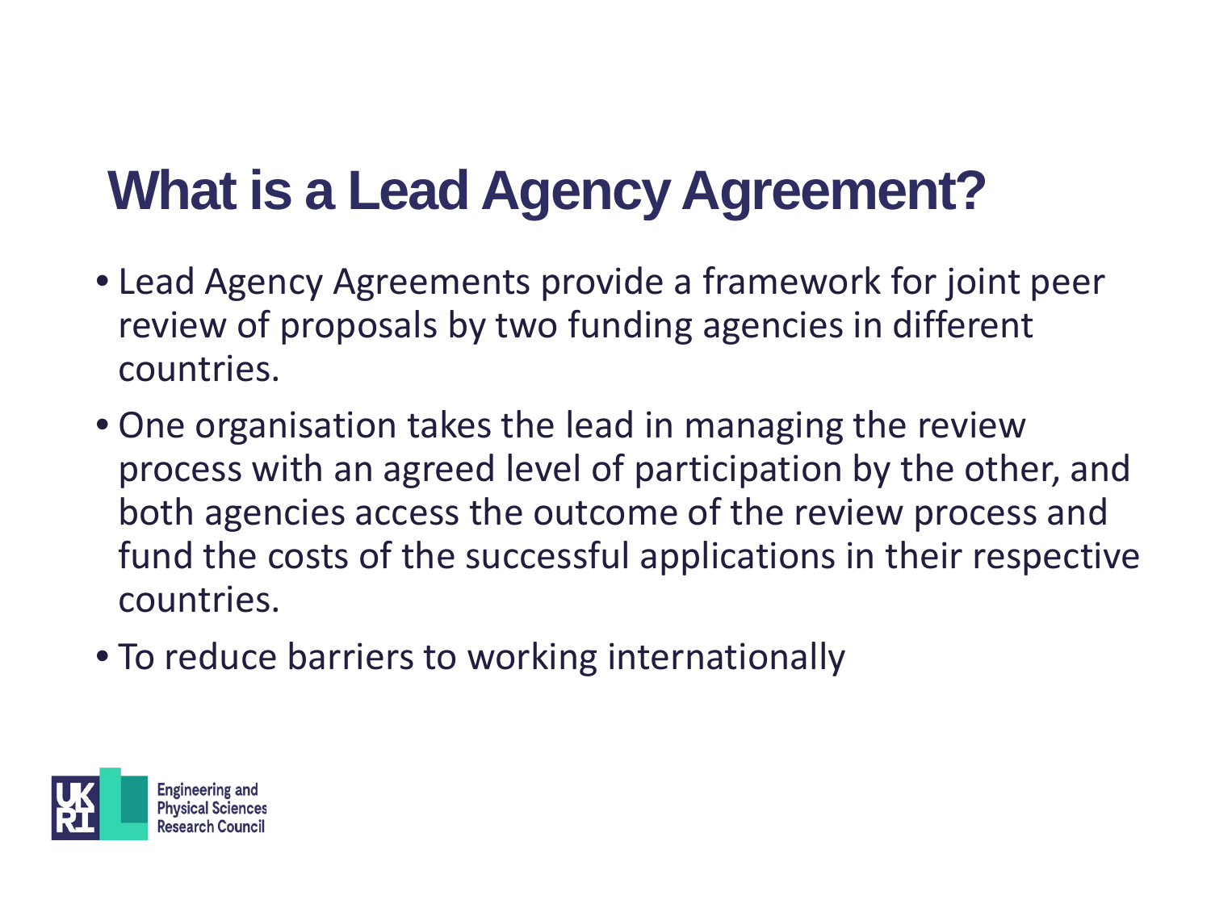# What is a Lead Agency Agreement?

- Lead Agency Agreements provide a framework for joint peer review of proposals by two funding agencies in different countries.
- One organisation takes the lead in managing the review process with an agreed level of participation by the other, and both agencies access the outcome of the review process and fund the costs of the successful applications in their respective countries.
- To reduce barriers to working internationally

Engineering and Physical Sciences Research Council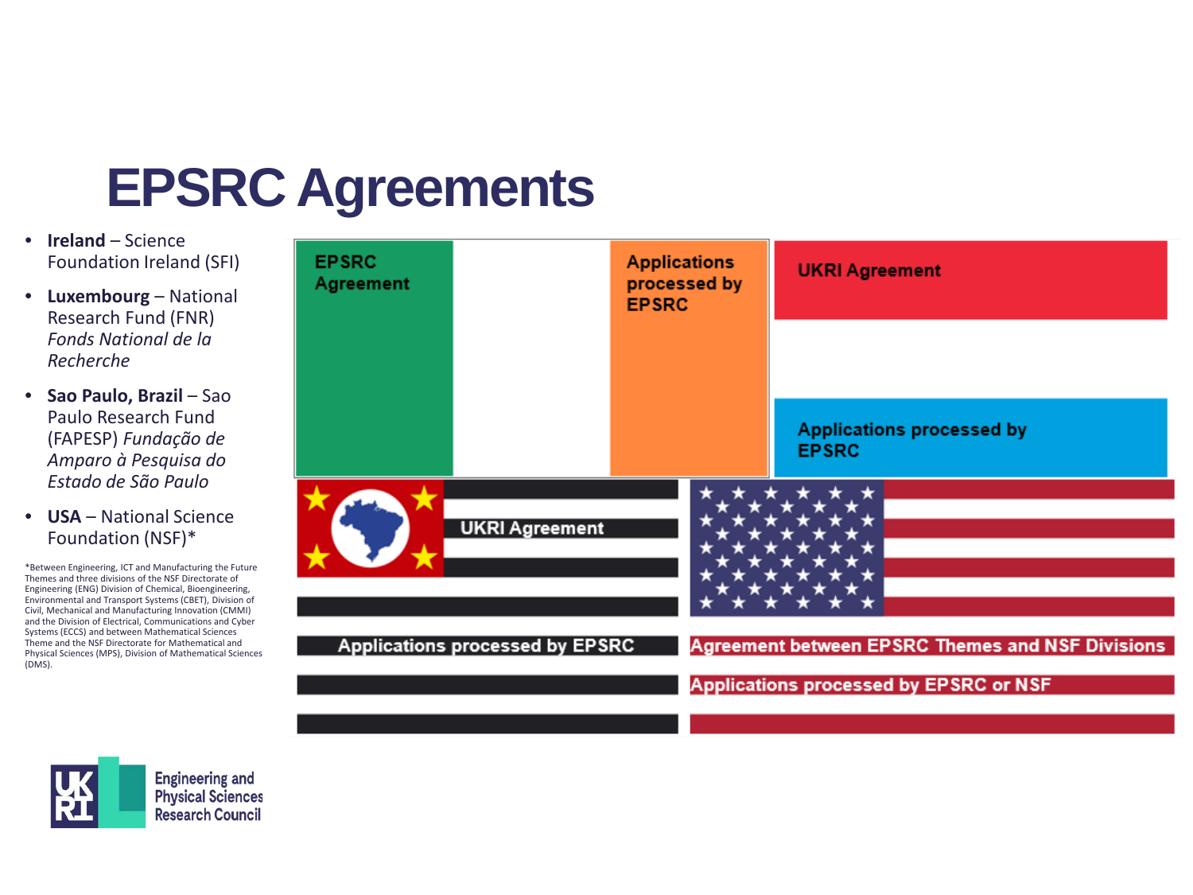# EPSRC Agreements

- **Ireland** – Science Foundation Ireland (SFI)
- **Luxembourg** – National Research Fund (FNR) *Fonds National de la Recherche*
- **Sao Paulo, Brazil** – Sao Paulo Research Fund (FAPESP) *Fundação de Amparo à Pesquisa do Estado de São Paulo*
- **USA** – National Science Foundation (NSF)*

*Between Engineering, ICT and Manufacturing the Future Themes and three divisions of the NSF Directorate of Engineering (ENG) Division of Chemical, Bioengineering, Environmental and Transport Systems (CBET), Division of Civil, Mechanical and Manufacturing Innovation (CMMI) and the Division of Electrical, Communications and Cyber Systems (ECCS) and between Mathematical Sciences Theme and the NSF Directorate for Mathematical and Physical Sciences (MPS), Division of Mathematical Sciences (DMS).

EPSRC Agreement

Applications processed by EPSRC

UKRI Agreement

Applications processed by EPSRC

UKRI Agreement

Applications processed by EPSRC

Agreement between EPSRC Themes and NSF Divisions

Applications processed by EPSRC or NSF

Engineering and Physical Sciences Research Council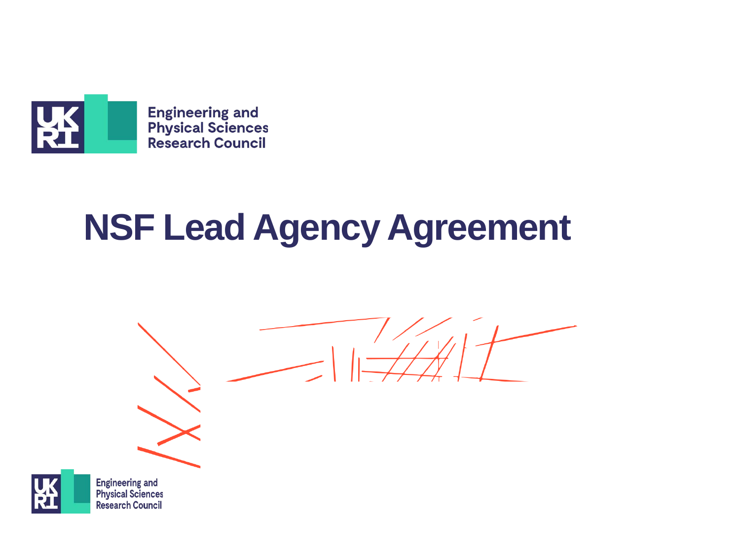# NSF Lead Agency Agreement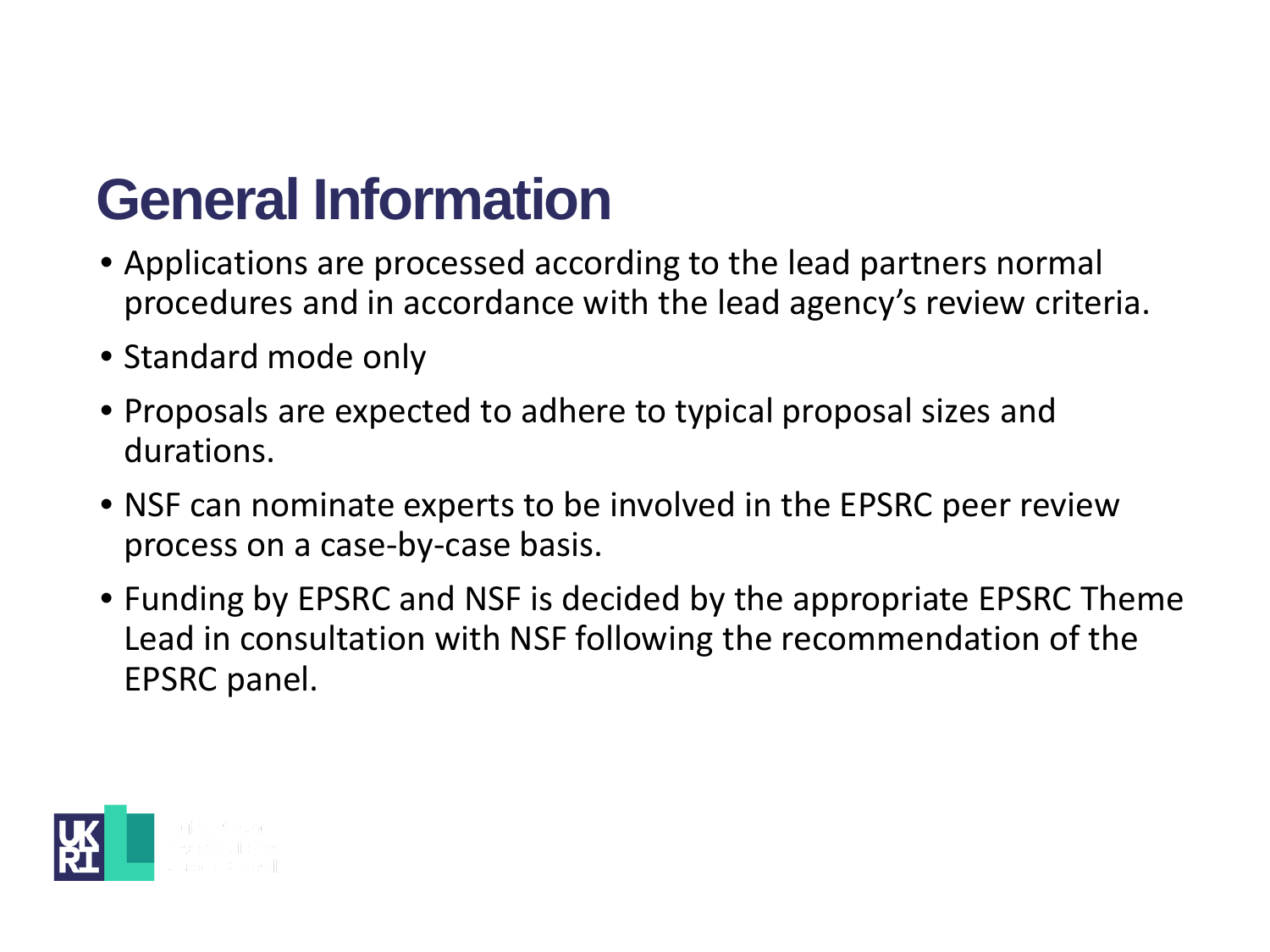# General Information

- Applications are processed according to the lead partners normal procedures and in accordance with the lead agency's review criteria.
- Standard mode only
- Proposals are expected to adhere to typical proposal sizes and durations.
- NSF can nominate experts to be involved in the EPSRC peer review process on a case-by-case basis.
- Funding by EPSRC and NSF is decided by the appropriate EPSRC Theme Lead in consultation with NSF following the recommendation of the EPSRC panel.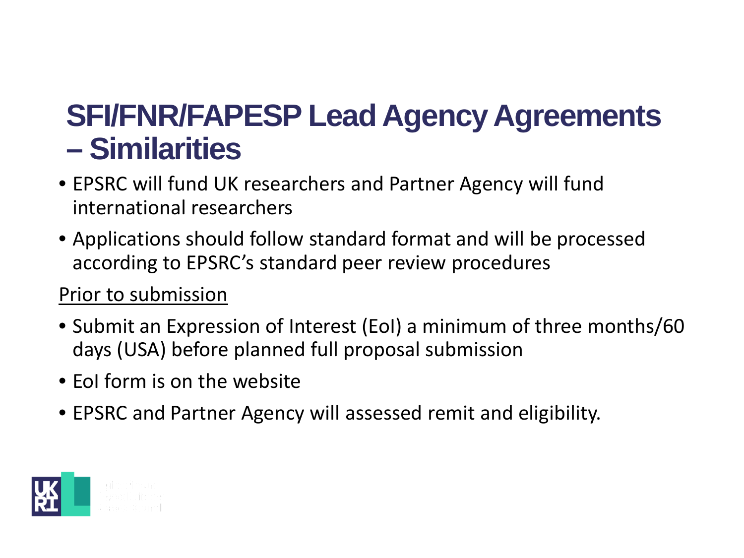# SFI/FNR/FAPESP Lead Agency Agreements – Similarities

- EPSRC will fund UK researchers and Partner Agency will fund international researchers
- Applications should follow standard format and will be processed according to EPSRC's standard peer review procedures

Prior to submission

- Submit an Expression of Interest (EoI) a minimum of three months/60 days (USA) before planned full proposal submission
- EoI form is on the website
- EPSRC and Partner Agency will assessed remit and eligibility.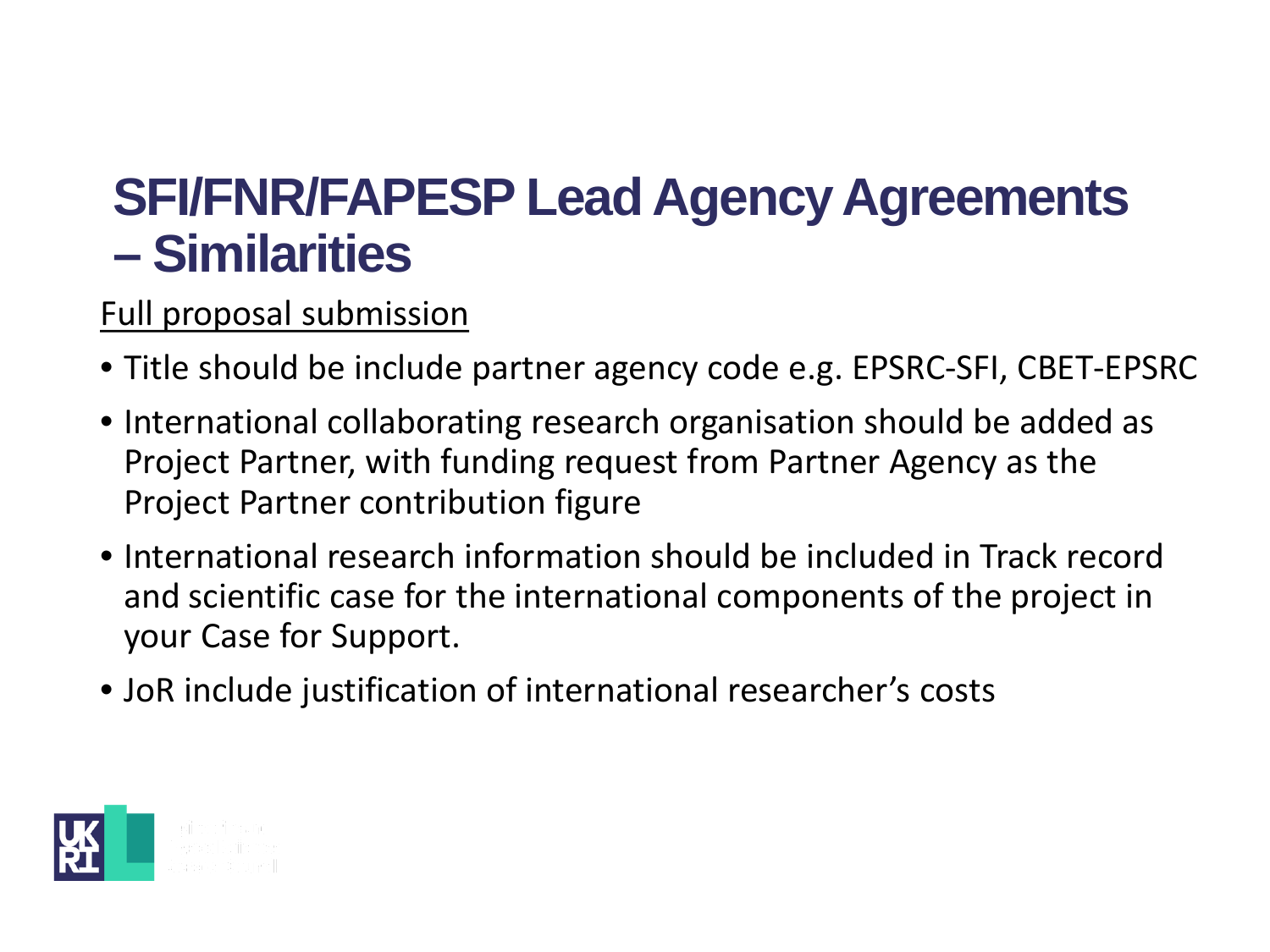# SFI/FNR/FAPESP Lead Agency Agreements – Similarities

Full proposal submission

- Title should be include partner agency code e.g. EPSRC-SFI, CBET-EPSRC
- International collaborating research organisation should be added as Project Partner, with funding request from Partner Agency as the Project Partner contribution figure
- International research information should be included in Track record and scientific case for the international components of the project in your Case for Support.
- JoR include justification of international researcher's costs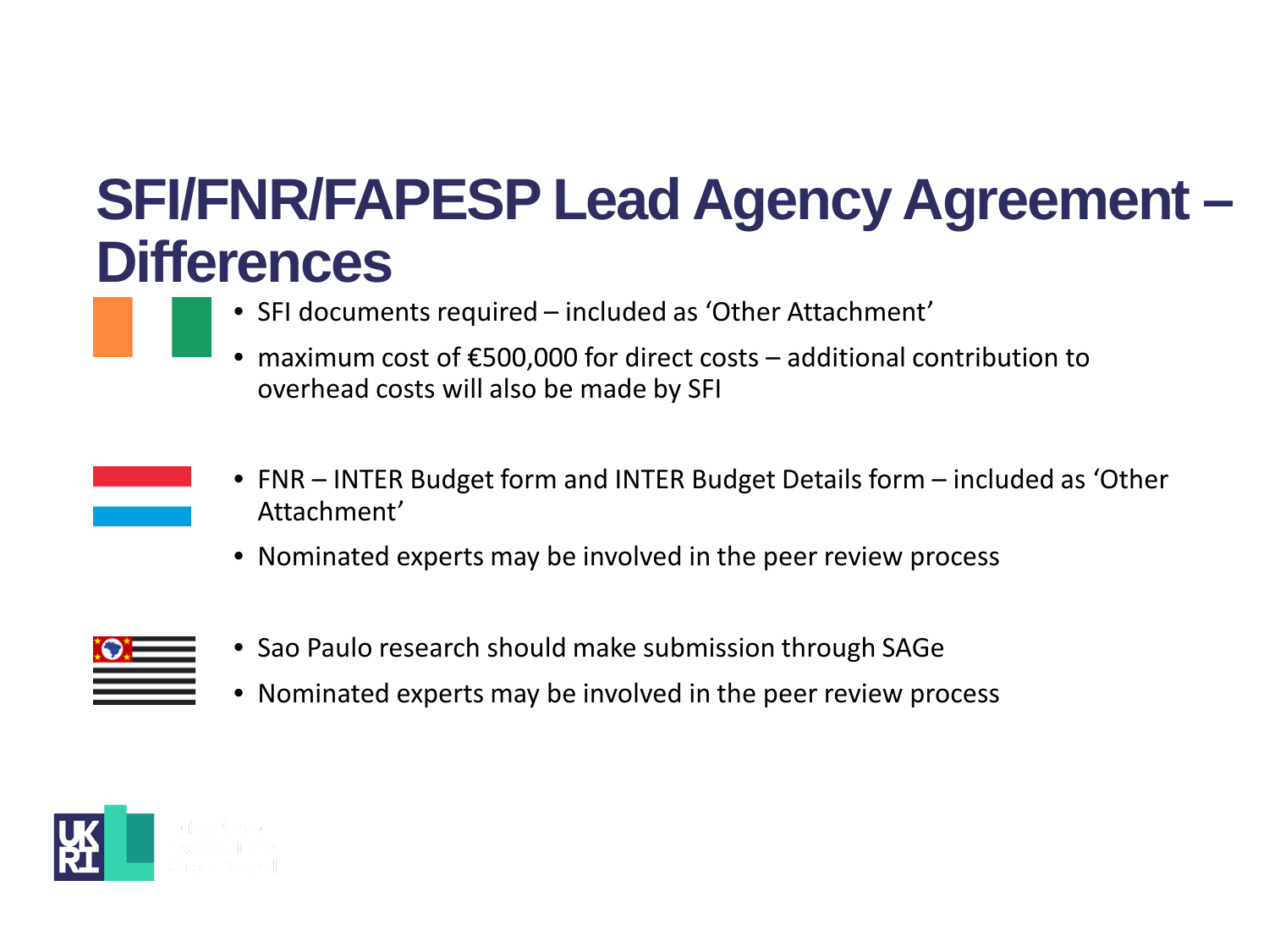# SFI/FNR/FAPESP Lead Agency Agreement – Differences

- SFI documents required – included as ‘Other Attachment’
- maximum cost of €500,000 for direct costs – additional contribution to overhead costs will also be made by SFI

- FNR – INTER Budget form and INTER Budget Details form – included as ‘Other Attachment’
- Nominated experts may be involved in the peer review process

- Sao Paulo research should make submission through SAGe
- Nominated experts may be involved in the peer review process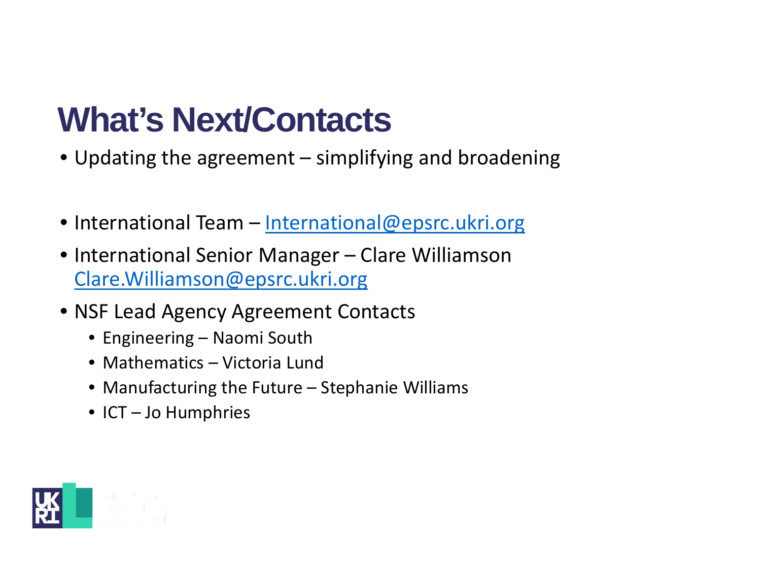# What's Next/Contacts

- Updating the agreement – simplifying and broadening

- International Team – International@epsrc.ukri.org
- International Senior Manager – Clare Williamson Clare.Williamson@epsrc.ukri.org
- NSF Lead Agency Agreement Contacts
  - Engineering – Naomi South
  - Mathematics – Victoria Lund
  - Manufacturing the Future – Stephanie Williams
  - ICT – Jo Humphries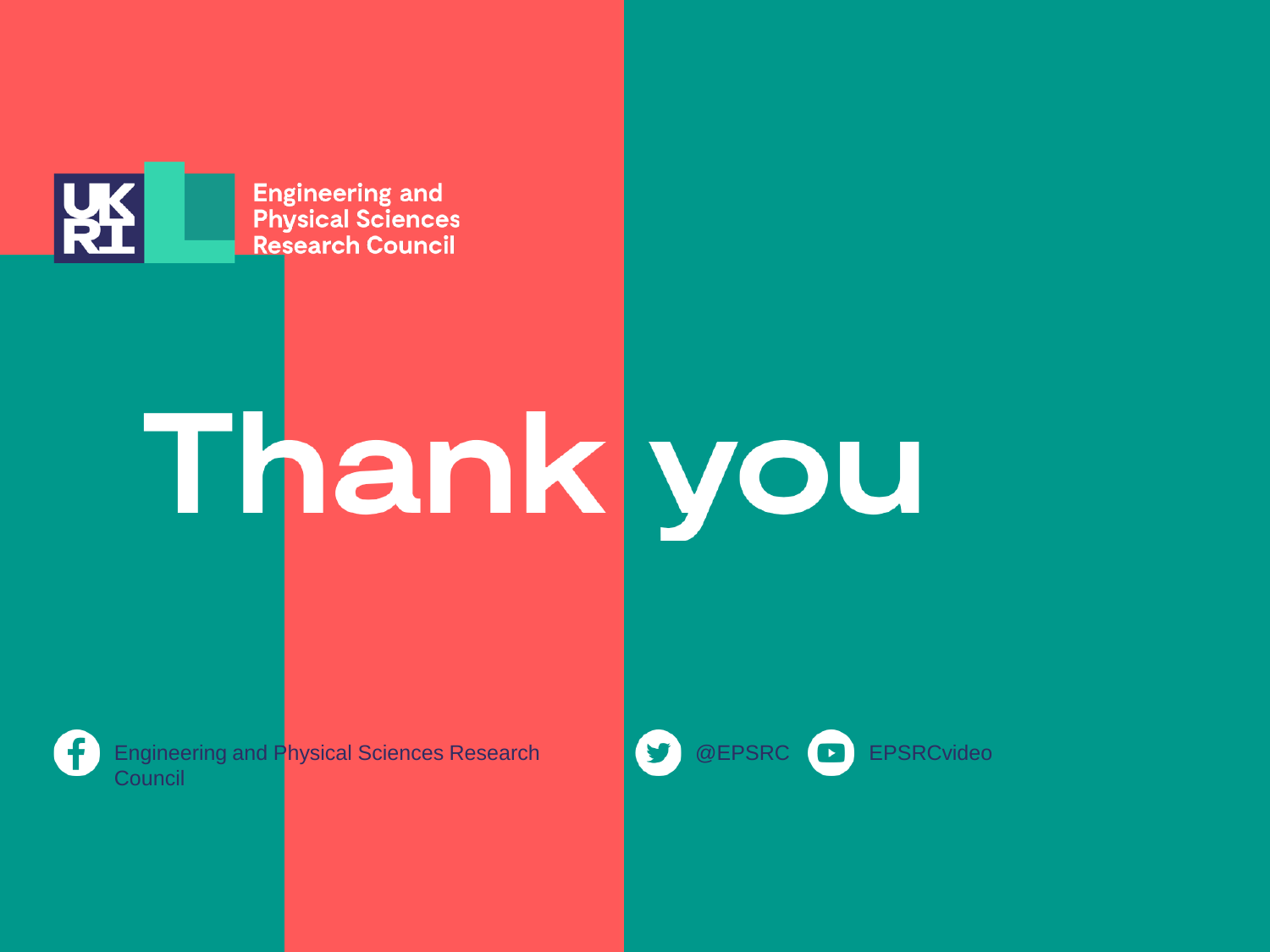Engineering and Physical Sciences Research Council

# Thank you

Engineering and Physical Sciences Research Council

@EPSRC

EPSRCvideo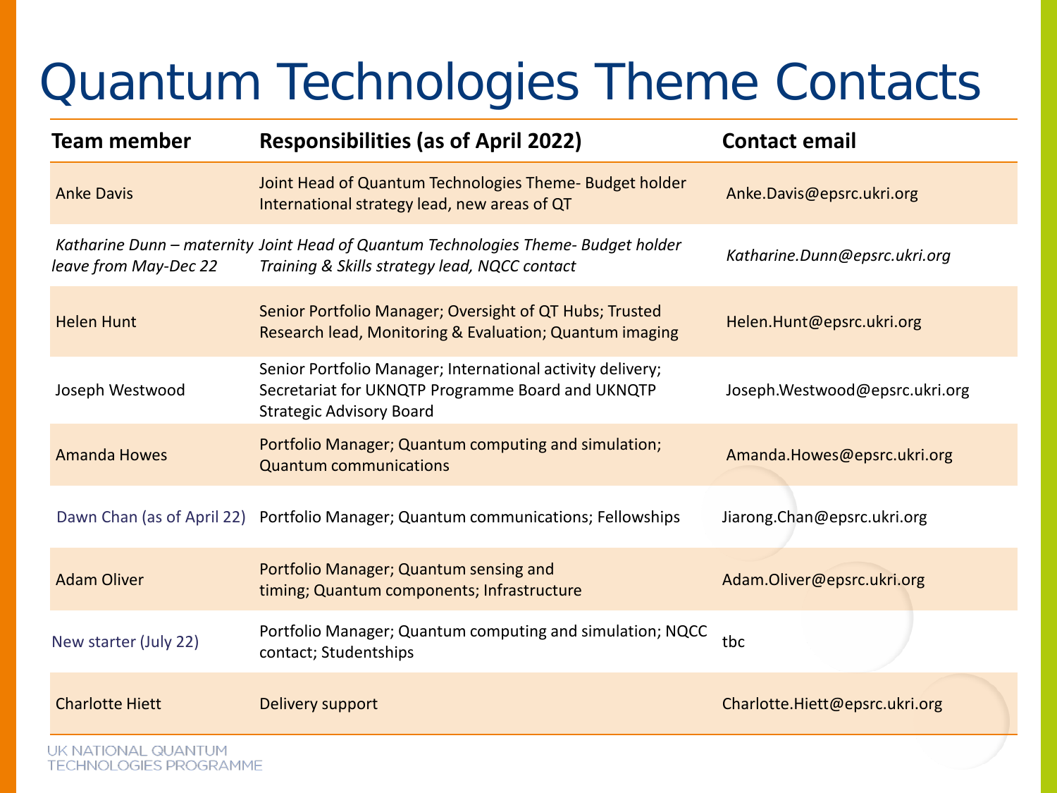# Quantum Technologies Theme Contacts

| Team member | Responsibilities (as of April 2022) | Contact email |
|---|---|---|
| Anke Davis | Joint Head of Quantum Technologies Theme- Budget holder International strategy lead, new areas of QT | Anke.Davis@epsrc.ukri.org |
| *Katharine Dunn – maternity leave from May-Dec 22* | *Joint Head of Quantum Technologies Theme- Budget holder Training & Skills strategy lead, NQCC contact* | *Katharine.Dunn@epsrc.ukri.org* |
| Helen Hunt | Senior Portfolio Manager; Oversight of QT Hubs; Trusted Research lead, Monitoring & Evaluation; Quantum imaging | Helen.Hunt@epsrc.ukri.org |
| Joseph Westwood | Senior Portfolio Manager; International activity delivery; Secretariat for UKNQTP Programme Board and UKNQTP Strategic Advisory Board | Joseph.Westwood@epsrc.ukri.org |
| Amanda Howes | Portfolio Manager; Quantum computing and simulation; Quantum communications | Amanda.Howes@epsrc.ukri.org |
| Dawn Chan (as of April 22) | Portfolio Manager; Quantum communications; Fellowships | Jiarong.Chan@epsrc.ukri.org |
| Adam Oliver | Portfolio Manager; Quantum sensing and timing; Quantum components; Infrastructure | Adam.Oliver@epsrc.ukri.org |
| New starter (July 22) | Portfolio Manager; Quantum computing and simulation; NQCC contact; Studentships | tbc |
| Charlotte Hiett | Delivery support | Charlotte.Hiett@epsrc.ukri.org |

UK NATIONAL QUANTUM TECHNOLOGIES PROGRAMME